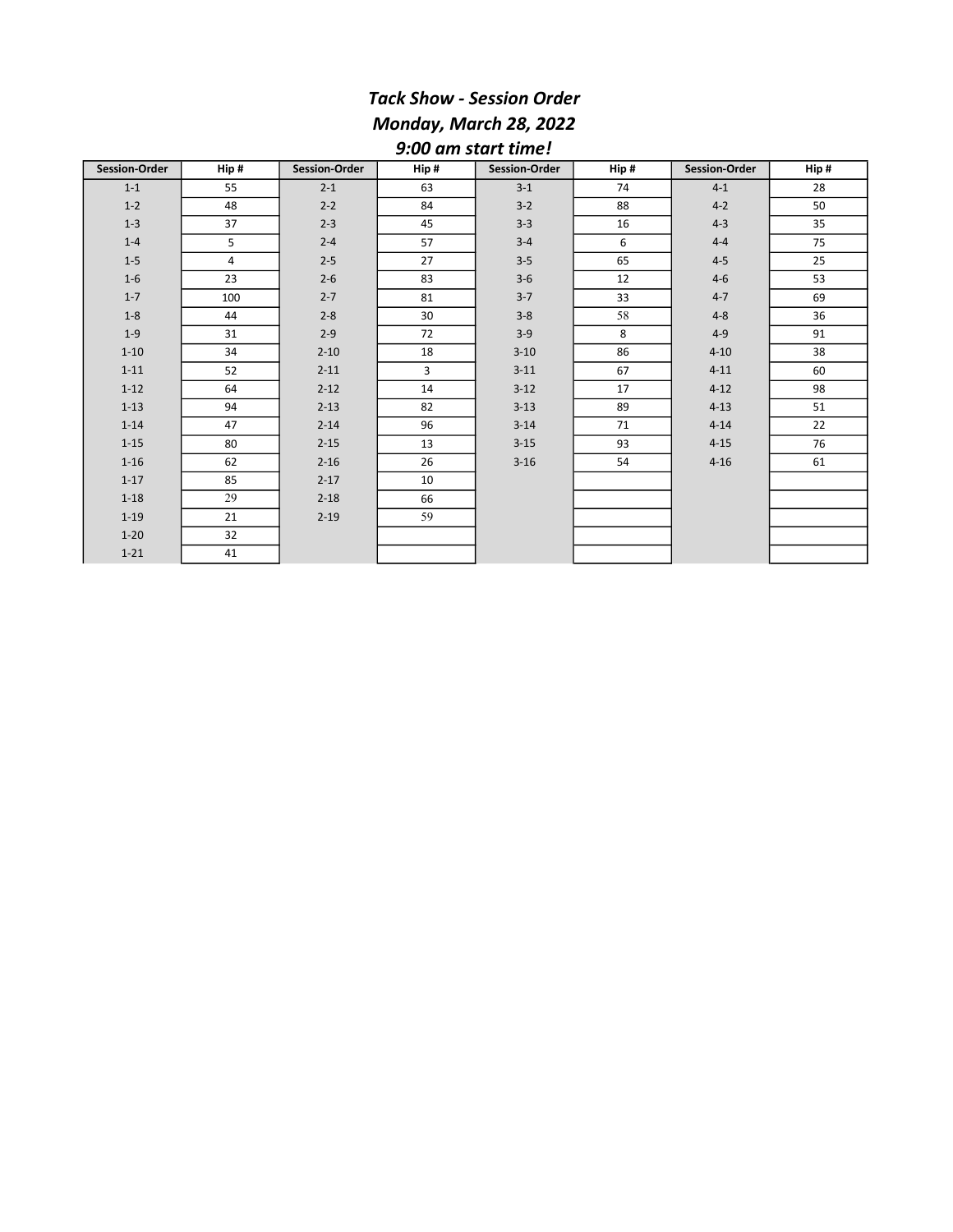***Tack Show - Session Order***

***Monday, March 28, 2022***

***9:00 am start time!***

| Session-Order | Hip # | Session-Order | Hip # | Session-Order | Hip # | Session-Order | Hip # |
|---|---|---|---|---|---|---|---|
| 1-1 | 55 | 2-1 | 63 | 3-1 | 74 | 4-1 | 28 |
| 1-2 | 48 | 2-2 | 84 | 3-2 | 88 | 4-2 | 50 |
| 1-3 | 37 | 2-3 | 45 | 3-3 | 16 | 4-3 | 35 |
| 1-4 | 5 | 2-4 | 57 | 3-4 | 6 | 4-4 | 75 |
| 1-5 | 4 | 2-5 | 27 | 3-5 | 65 | 4-5 | 25 |
| 1-6 | 23 | 2-6 | 83 | 3-6 | 12 | 4-6 | 53 |
| 1-7 | 100 | 2-7 | 81 | 3-7 | 33 | 4-7 | 69 |
| 1-8 | 44 | 2-8 | 30 | 3-8 | 58 | 4-8 | 36 |
| 1-9 | 31 | 2-9 | 72 | 3-9 | 8 | 4-9 | 91 |
| 1-10 | 34 | 2-10 | 18 | 3-10 | 86 | 4-10 | 38 |
| 1-11 | 52 | 2-11 | 3 | 3-11 | 67 | 4-11 | 60 |
| 1-12 | 64 | 2-12 | 14 | 3-12 | 17 | 4-12 | 98 |
| 1-13 | 94 | 2-13 | 82 | 3-13 | 89 | 4-13 | 51 |
| 1-14 | 47 | 2-14 | 96 | 3-14 | 71 | 4-14 | 22 |
| 1-15 | 80 | 2-15 | 13 | 3-15 | 93 | 4-15 | 76 |
| 1-16 | 62 | 2-16 | 26 | 3-16 | 54 | 4-16 | 61 |
| 1-17 | 85 | 2-17 | 10 | | | | |
| 1-18 | 29 | 2-18 | 66 | | | | |
| 1-19 | 21 | 2-19 | 59 | | | | |
| 1-20 | 32 | | | | | | |
| 1-21 | 41 | | | | | | |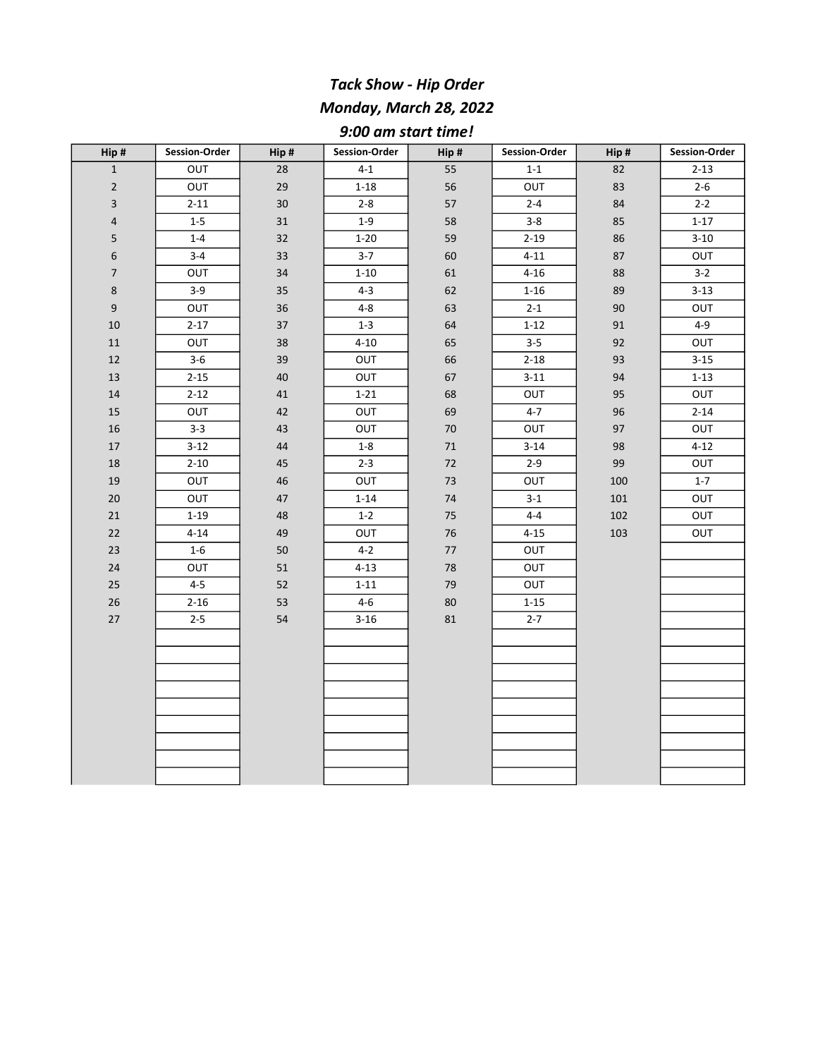### *Tack Show - Hip Order*
### *Monday, March 28, 2022*
### *9:00 am start time!*

| Hip # | Session-Order | Hip # | Session-Order | Hip # | Session-Order | Hip # | Session-Order |
|---|---|---|---|---|---|---|---|
| 1 | OUT | 28 | 4-1 | 55 | 1-1 | 82 | 2-13 |
| 2 | OUT | 29 | 1-18 | 56 | OUT | 83 | 2-6 |
| 3 | 2-11 | 30 | 2-8 | 57 | 2-4 | 84 | 2-2 |
| 4 | 1-5 | 31 | 1-9 | 58 | 3-8 | 85 | 1-17 |
| 5 | 1-4 | 32 | 1-20 | 59 | 2-19 | 86 | 3-10 |
| 6 | 3-4 | 33 | 3-7 | 60 | 4-11 | 87 | OUT |
| 7 | OUT | 34 | 1-10 | 61 | 4-16 | 88 | 3-2 |
| 8 | 3-9 | 35 | 4-3 | 62 | 1-16 | 89 | 3-13 |
| 9 | OUT | 36 | 4-8 | 63 | 2-1 | 90 | OUT |
| 10 | 2-17 | 37 | 1-3 | 64 | 1-12 | 91 | 4-9 |
| 11 | OUT | 38 | 4-10 | 65 | 3-5 | 92 | OUT |
| 12 | 3-6 | 39 | OUT | 66 | 2-18 | 93 | 3-15 |
| 13 | 2-15 | 40 | OUT | 67 | 3-11 | 94 | 1-13 |
| 14 | 2-12 | 41 | 1-21 | 68 | OUT | 95 | OUT |
| 15 | OUT | 42 | OUT | 69 | 4-7 | 96 | 2-14 |
| 16 | 3-3 | 43 | OUT | 70 | OUT | 97 | OUT |
| 17 | 3-12 | 44 | 1-8 | 71 | 3-14 | 98 | 4-12 |
| 18 | 2-10 | 45 | 2-3 | 72 | 2-9 | 99 | OUT |
| 19 | OUT | 46 | OUT | 73 | OUT | 100 | 1-7 |
| 20 | OUT | 47 | 1-14 | 74 | 3-1 | 101 | OUT |
| 21 | 1-19 | 48 | 1-2 | 75 | 4-4 | 102 | OUT |
| 22 | 4-14 | 49 | OUT | 76 | 4-15 | 103 | OUT |
| 23 | 1-6 | 50 | 4-2 | 77 | OUT | | |
| 24 | OUT | 51 | 4-13 | 78 | OUT | | |
| 25 | 4-5 | 52 | 1-11 | 79 | OUT | | |
| 26 | 2-16 | 53 | 4-6 | 80 | 1-15 | | |
| 27 | 2-5 | 54 | 3-16 | 81 | 2-7 | | |